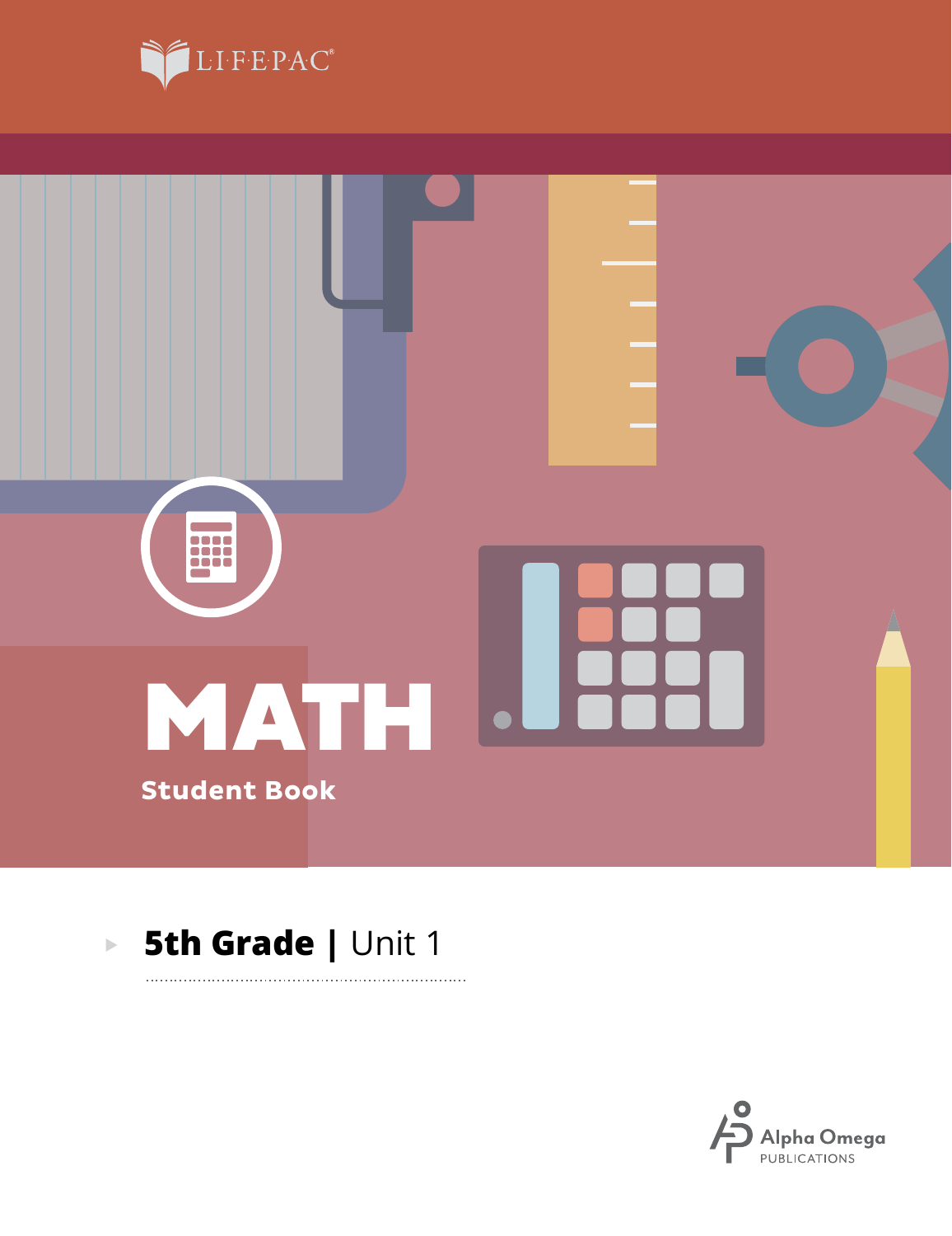LIFEPAC®

# MATH

**Student Book**

**5th Grade | Unit 1**

Alpha Omega PUBLICATIONS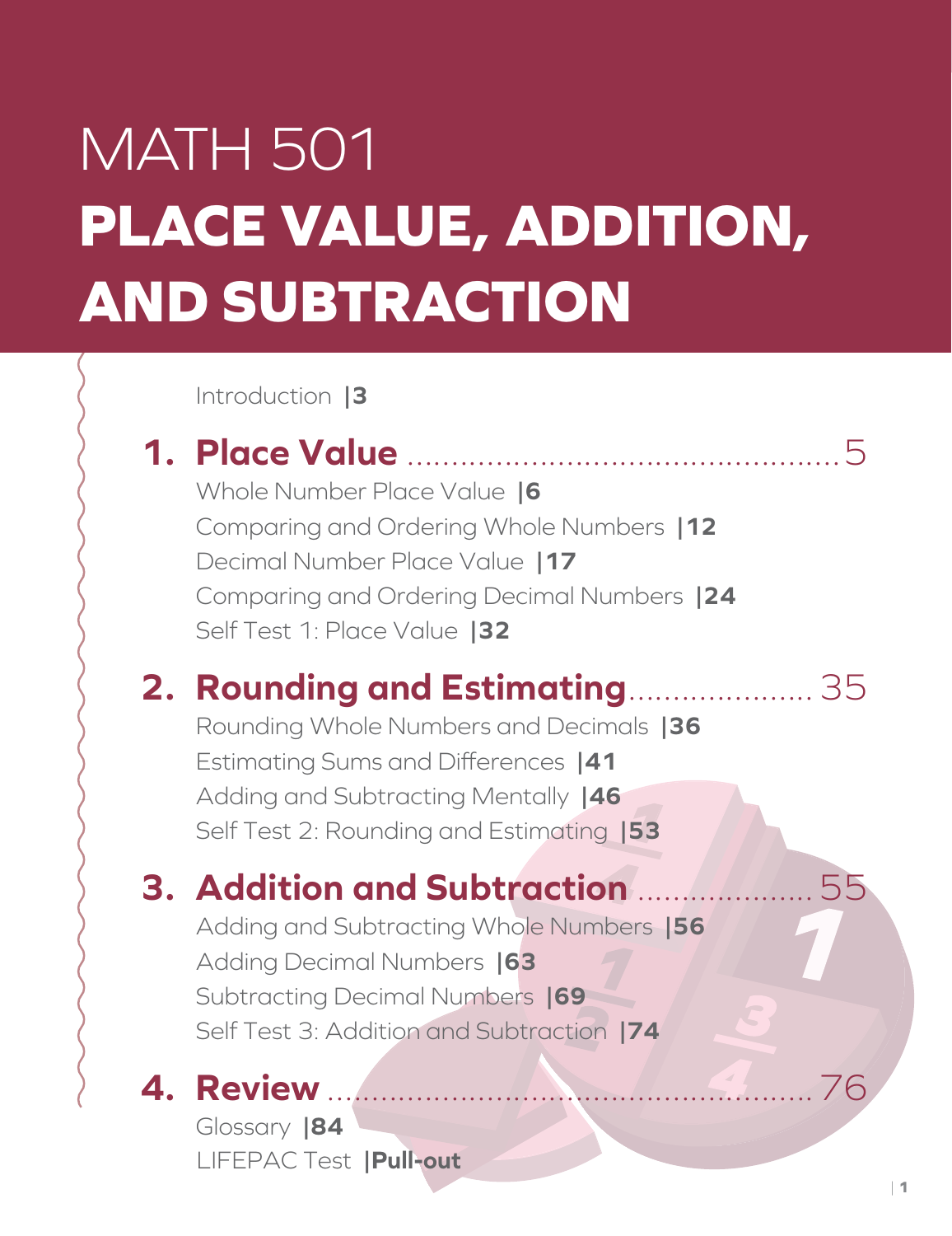# MATH 501

# PLACE VALUE, ADDITION, AND SUBTRACTION

Introduction |3

## 1. Place Value ............................................. 5

Whole Number Place Value |6

Comparing and Ordering Whole Numbers |12

Decimal Number Place Value |17

Comparing and Ordering Decimal Numbers |24

Self Test 1: Place Value |32

## 2. Rounding and Estimating .................... 35

Rounding Whole Numbers and Decimals |36

Estimating Sums and Differences |41

Adding and Subtracting Mentally |46

Self Test 2: Rounding and Estimating |53

## 3. Addition and Subtraction .................... 55

Adding and Subtracting Whole Numbers |56

Adding Decimal Numbers |63

Subtracting Decimal Numbers |69

Self Test 3: Addition and Subtraction |74

## 4. Review ................................................... 76

Glossary |84

LIFEPAC Test |Pull-out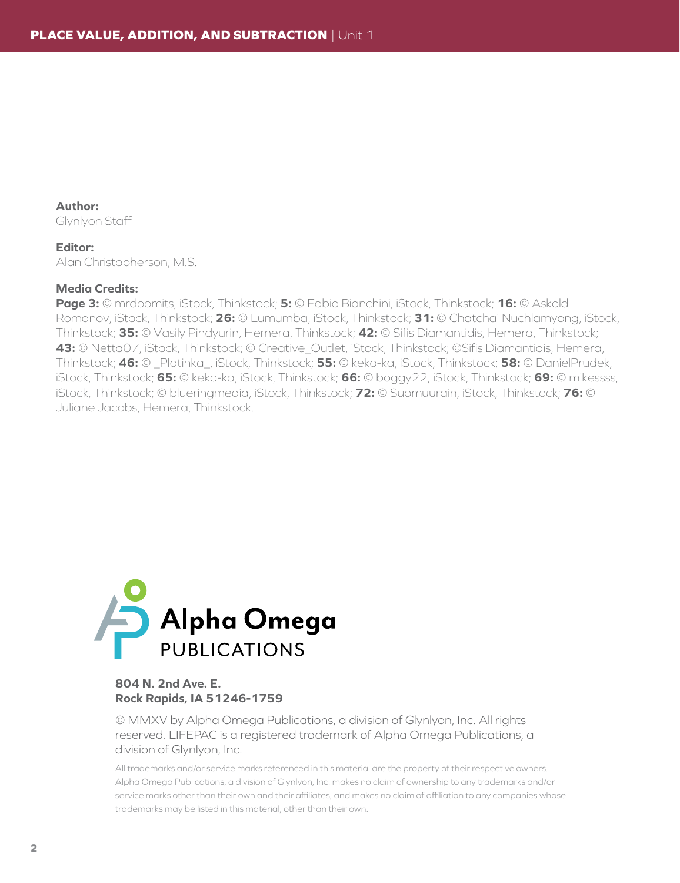**Author:**
Glynlyon Staff

**Editor:**
Alan Christopherson, M.S.

**Media Credits:**
**Page 3:** © mrdoomits, iStock, Thinkstock; **5:** © Fabio Bianchini, iStock, Thinkstock; **16:** © Askold Romanov, iStock, Thinkstock; **26:** © Lumumba, iStock, Thinkstock; **31:** © Chatchai Nuchlamyong, iStock, Thinkstock; **35:** © Vasily Pindyurin, Hemera, Thinkstock; **42:** © Sifis Diamantidis, Hemera, Thinkstock; **43:** © Netta07, iStock, Thinkstock; © Creative_Outlet, iStock, Thinkstock; ©Sifis Diamantidis, Hemera, Thinkstock; **46:** © _Platinka_, iStock, Thinkstock; **55:** © keko-ka, iStock, Thinkstock; **58:** © DanielPrudek, iStock, Thinkstock; **65:** © keko-ka, iStock, Thinkstock; **66:** © boggy22, iStock, Thinkstock; **69:** © mikessss, iStock, Thinkstock; © blueringmedia, iStock, Thinkstock; **72:** © Suomuurain, iStock, Thinkstock; **76:** © Juliane Jacobs, Hemera, Thinkstock.

Alpha Omega PUBLICATIONS

**804 N. 2nd Ave. E.**
**Rock Rapids, IA 51246-1759**

© MMXV by Alpha Omega Publications, a division of Glynlyon, Inc. All rights reserved. LIFEPAC is a registered trademark of Alpha Omega Publications, a division of Glynlyon, Inc.

All trademarks and/or service marks referenced in this material are the property of their respective owners. Alpha Omega Publications, a division of Glynlyon, Inc. makes no claim of ownership to any trademarks and/or service marks other than their own and their affiliates, and makes no claim of affiliation to any companies whose trademarks may be listed in this material, other than their own.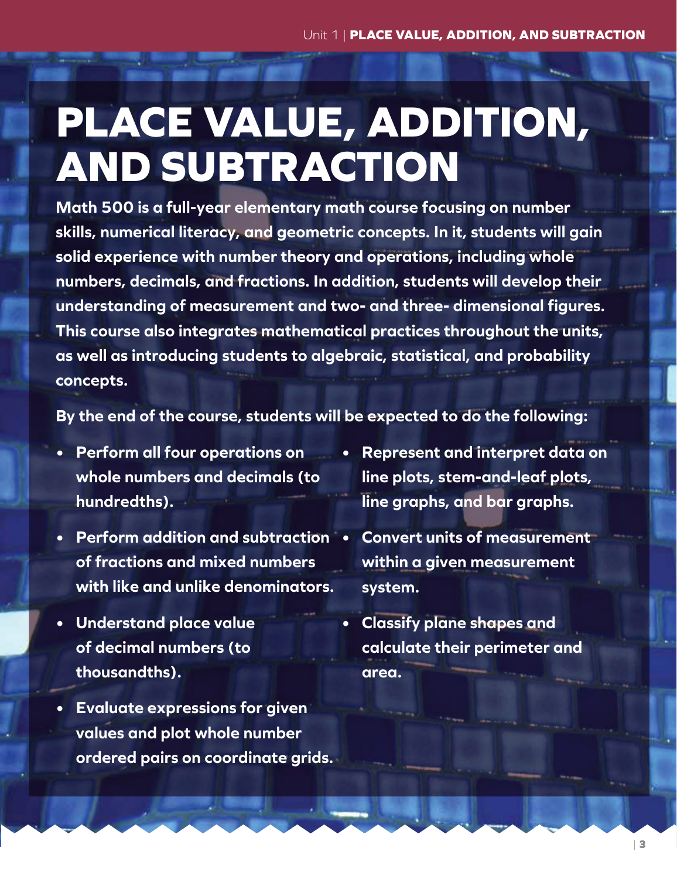# PLACE VALUE, ADDITION, AND SUBTRACTION

**Math 500 is a full-year elementary math course focusing on number skills, numerical literacy, and geometric concepts. In it, students will gain solid experience with number theory and operations, including whole numbers, decimals, and fractions. In addition, students will develop their understanding of measurement and two- and three- dimensional figures. This course also integrates mathematical practices throughout the units, as well as introducing students to algebraic, statistical, and probability concepts.**

**By the end of the course, students will be expected to do the following:**

- **Perform all four operations on whole numbers and decimals (to hundredths).**
- **Perform addition and subtraction of fractions and mixed numbers with like and unlike denominators.**
- **Understand place value of decimal numbers (to thousandths).**
- **Evaluate expressions for given values and plot whole number ordered pairs on coordinate grids.**
- **Represent and interpret data on line plots, stem-and-leaf plots, line graphs, and bar graphs.**
- **Convert units of measurement within a given measurement system.**
- **Classify plane shapes and calculate their perimeter and area.**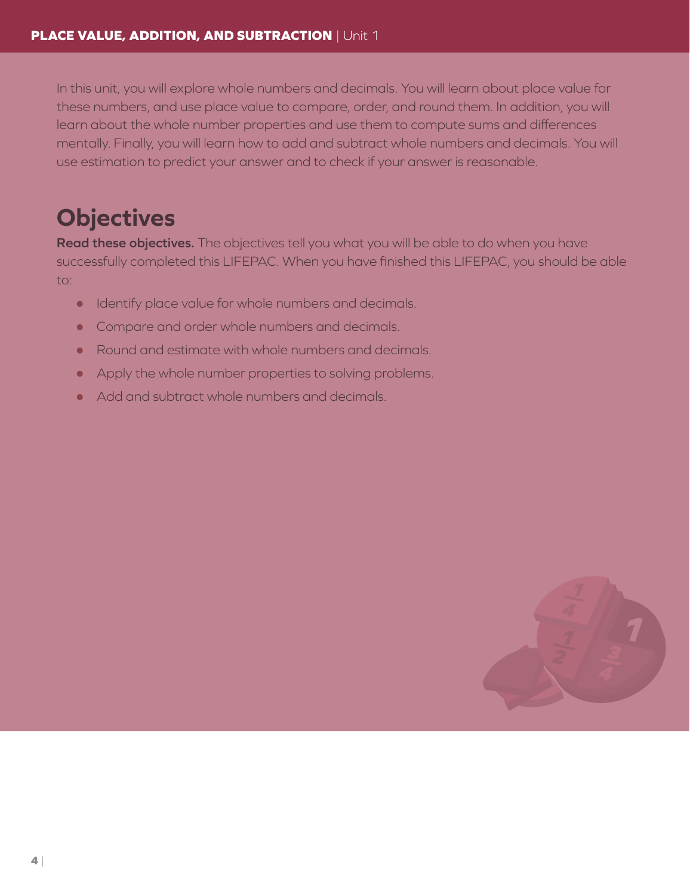In this unit, you will explore whole numbers and decimals. You will learn about place value for these numbers, and use place value to compare, order, and round them. In addition, you will learn about the whole number properties and use them to compute sums and differences mentally. Finally, you will learn how to add and subtract whole numbers and decimals. You will use estimation to predict your answer and to check if your answer is reasonable.

## Objectives

**Read these objectives.** The objectives tell you what you will be able to do when you have successfully completed this LIFEPAC. When you have finished this LIFEPAC, you should be able to:

- Identify place value for whole numbers and decimals.
- Compare and order whole numbers and decimals.
- Round and estimate with whole numbers and decimals.
- Apply the whole number properties to solving problems.
- Add and subtract whole numbers and decimals.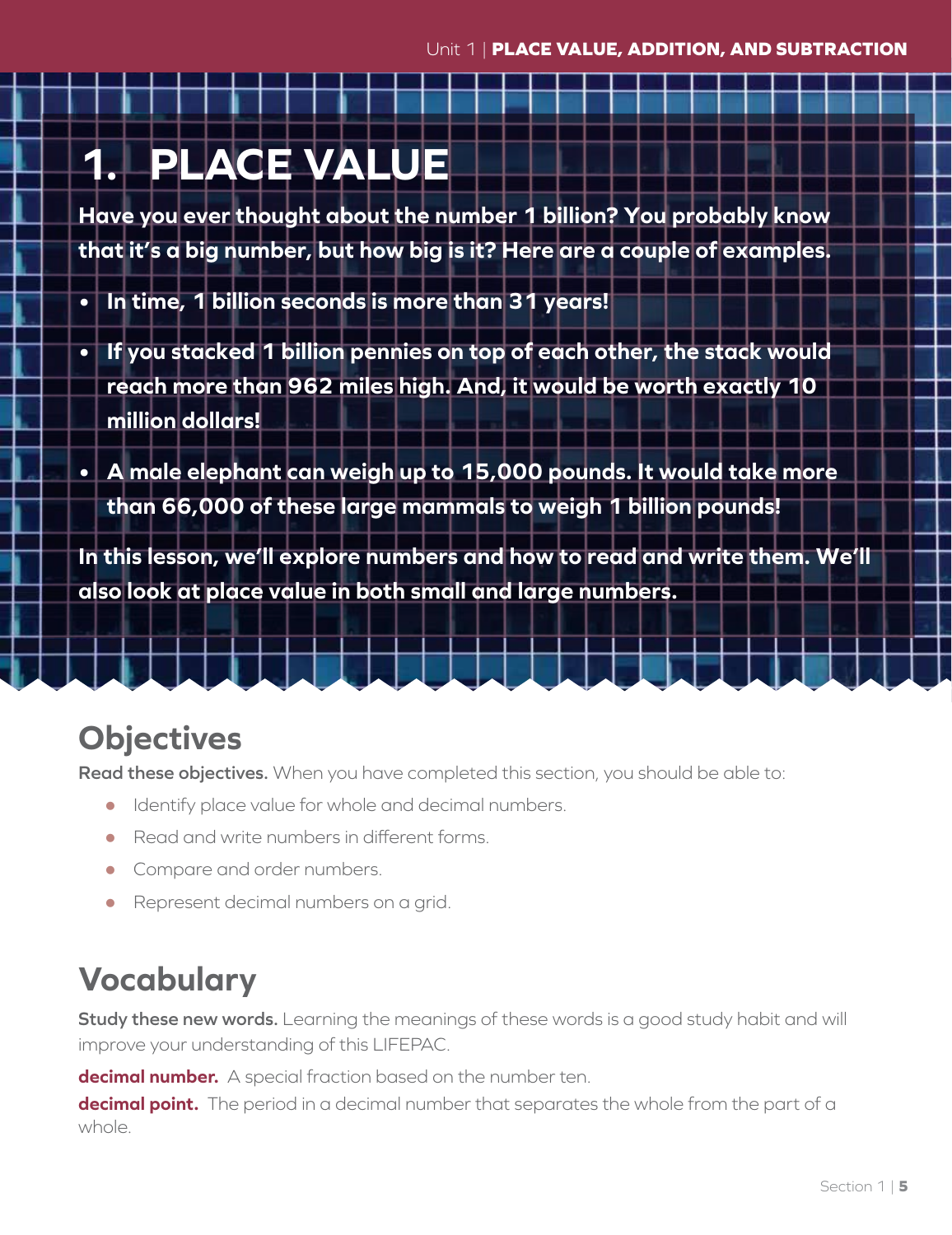# 1. PLACE VALUE

**Have you ever thought about the number 1 billion? You probably know that it's a big number, but how big is it? Here are a couple of examples.**

- **In time, 1 billion seconds is more than 31 years!**
- **If you stacked 1 billion pennies on top of each other, the stack would reach more than 962 miles high. And, it would be worth exactly 10 million dollars!**
- **A male elephant can weigh up to 15,000 pounds. It would take more than 66,000 of these large mammals to weigh 1 billion pounds!**

**In this lesson, we'll explore numbers and how to read and write them. We'll also look at place value in both small and large numbers.**

## Objectives

**Read these objectives.** When you have completed this section, you should be able to:

- Identify place value for whole and decimal numbers.
- Read and write numbers in different forms.
- Compare and order numbers.
- Represent decimal numbers on a grid.

## Vocabulary

**Study these new words.** Learning the meanings of these words is a good study habit and will improve your understanding of this LIFEPAC.

**decimal number.** A special fraction based on the number ten.

**decimal point.** The period in a decimal number that separates the whole from the part of a whole.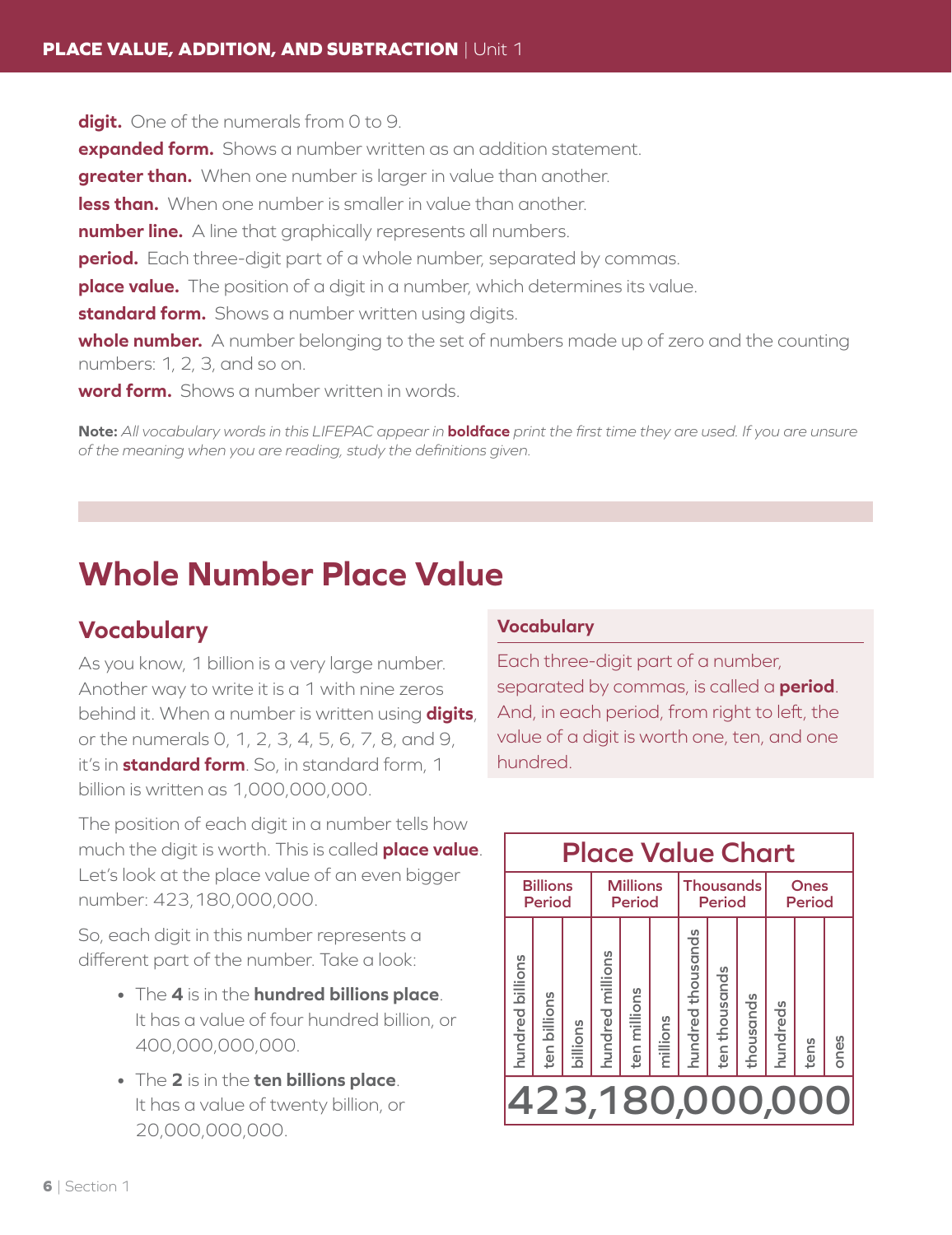**digit.** One of the numerals from 0 to 9.

**expanded form.** Shows a number written as an addition statement.

**greater than.** When one number is larger in value than another.

**less than.** When one number is smaller in value than another.

**number line.** A line that graphically represents all numbers.

**period.** Each three-digit part of a whole number, separated by commas.

**place value.** The position of a digit in a number, which determines its value.

**standard form.** Shows a number written using digits.

**whole number.** A number belonging to the set of numbers made up of zero and the counting numbers: 1, 2, 3, and so on.

**word form.** Shows a number written in words.

**Note:** *All vocabulary words in this LIFEPAC appear in* **boldface** *print the first time they are used. If you are unsure of the meaning when you are reading, study the definitions given.*

# Whole Number Place Value

## Vocabulary

As you know, 1 billion is a very large number. Another way to write it is a 1 with nine zeros behind it. When a number is written using **digits**, or the numerals 0, 1, 2, 3, 4, 5, 6, 7, 8, and 9, it's in **standard form**. So, in standard form, 1 billion is written as 1,000,000,000.

The position of each digit in a number tells how much the digit is worth. This is called **place value**. Let's look at the place value of an even bigger number: 423,180,000,000.

So, each digit in this number represents a different part of the number. Take a look:

- The **4** is in the **hundred billions place**. It has a value of four hundred billion, or 400,000,000,000.
- The **2** is in the **ten billions place**. It has a value of twenty billion, or 20,000,000,000.

**Vocabulary**

Each three-digit part of a number, separated by commas, is called a **period**. And, in each period, from right to left, the value of a digit is worth one, ten, and one hundred.

**Place Value Chart**

| Billions Period | | | Millions Period | | | Thousands Period | | | Ones Period | | |
|---|---|---|---|---|---|---|---|---|---|---|---|
| hundred billions | ten billions | billions | hundred millions | ten millions | millions | hundred thousands | ten thousands | thousands | hundreds | tens | ones |
| 4 | 2 | 3 | 1 | 8 | 0 | 0 | 0 | 0 | 0 | 0 | 0 |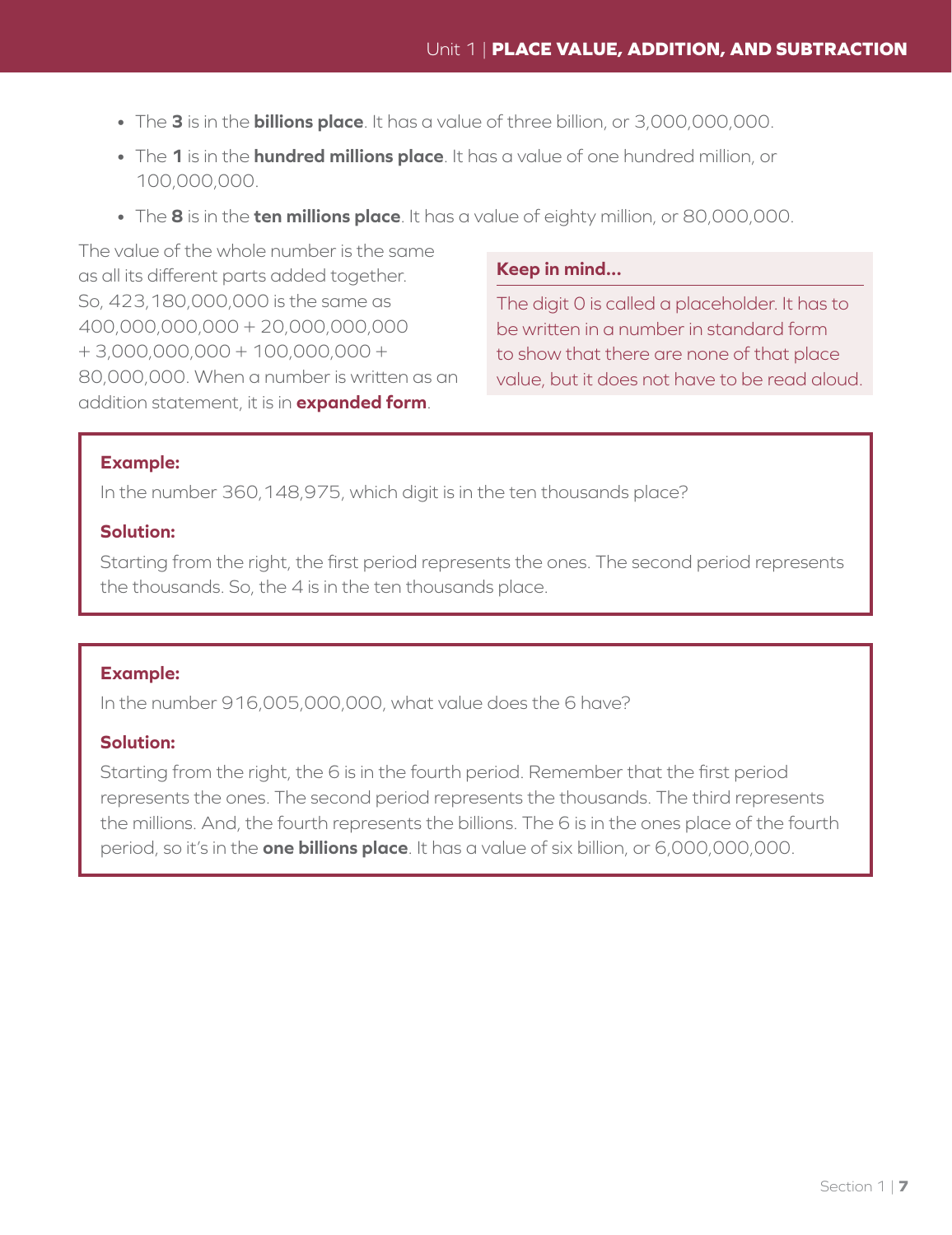- The **3** is in the **billions place**. It has a value of three billion, or 3,000,000,000.
- The **1** is in the **hundred millions place**. It has a value of one hundred million, or 100,000,000.
- The **8** is in the **ten millions place**. It has a value of eighty million, or 80,000,000.

The value of the whole number is the same as all its different parts added together. So, 423,180,000,000 is the same as 400,000,000,000 + 20,000,000,000 + 3,000,000,000 + 100,000,000 + 80,000,000. When a number is written as an addition statement, it is in **expanded form**.

**Keep in mind...**

The digit 0 is called a placeholder. It has to be written in a number in standard form to show that there are none of that place value, but it does not have to be read aloud.

**Example:**

In the number 360,148,975, which digit is in the ten thousands place?

**Solution:**

Starting from the right, the first period represents the ones. The second period represents the thousands. So, the 4 is in the ten thousands place.

**Example:**

In the number 916,005,000,000, what value does the 6 have?

**Solution:**

Starting from the right, the 6 is in the fourth period. Remember that the first period represents the ones. The second period represents the thousands. The third represents the millions. And, the fourth represents the billions. The 6 is in the ones place of the fourth period, so it's in the **one billions place**. It has a value of six billion, or 6,000,000,000.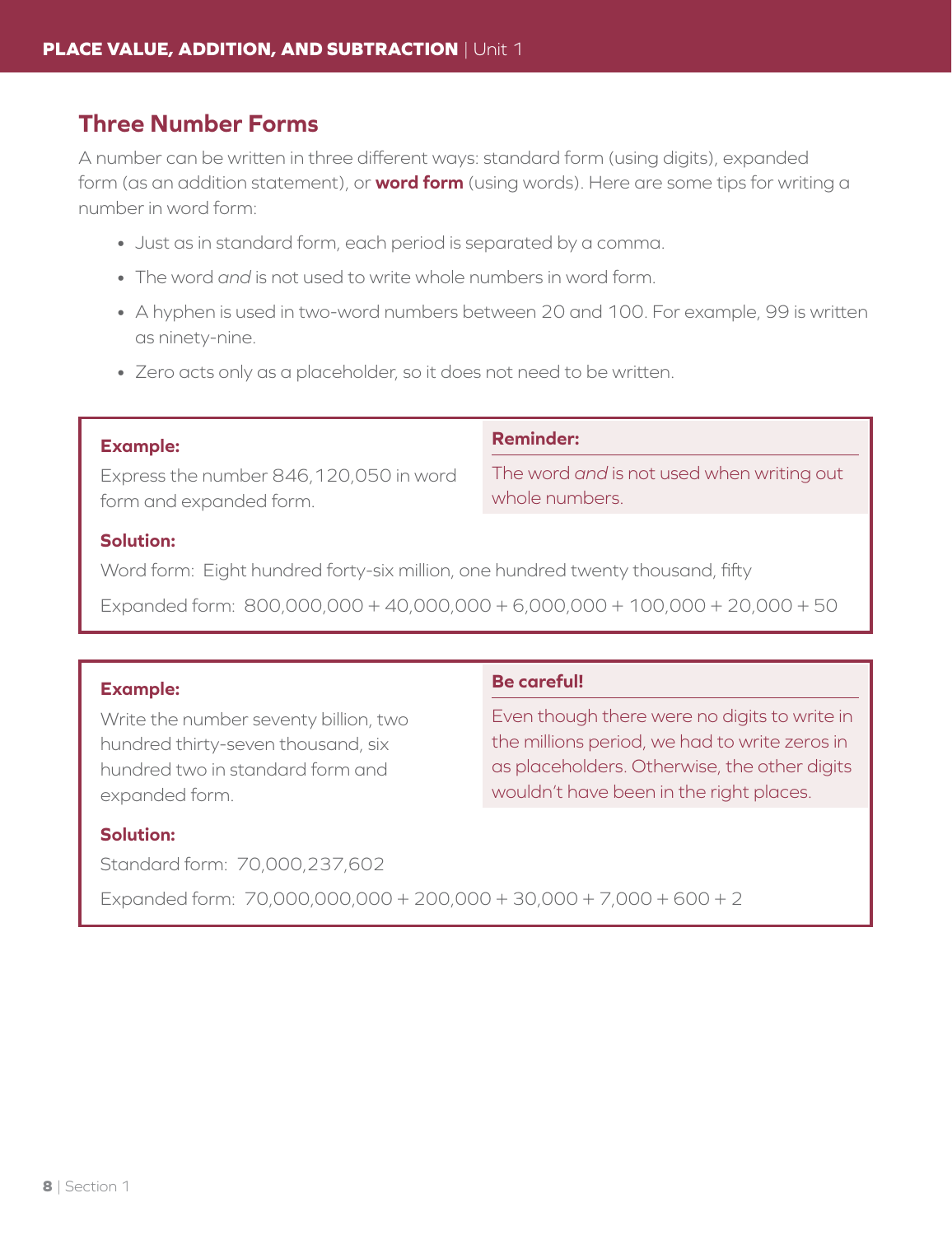## Three Number Forms

A number can be written in three different ways: standard form (using digits), expanded form (as an addition statement), or **word form** (using words). Here are some tips for writing a number in word form:

- Just as in standard form, each period is separated by a comma.
- The word *and* is not used to write whole numbers in word form.
- A hyphen is used in two-word numbers between 20 and 100. For example, 99 is written as ninety-nine.
- Zero acts only as a placeholder, so it does not need to be written.

**Example:**

Express the number 846,120,050 in word form and expanded form.

**Reminder:**

The word *and* is not used when writing out whole numbers.

**Solution:**

Word form: Eight hundred forty-six million, one hundred twenty thousand, fifty

Expanded form: 800,000,000 + 40,000,000 + 6,000,000 + 100,000 + 20,000 + 50

**Example:**

Write the number seventy billion, two hundred thirty-seven thousand, six hundred two in standard form and expanded form.

**Be careful!**

Even though there were no digits to write in the millions period, we had to write zeros in as placeholders. Otherwise, the other digits wouldn't have been in the right places.

**Solution:**

Standard form: 70,000,237,602

Expanded form: 70,000,000,000 + 200,000 + 30,000 + 7,000 + 600 + 2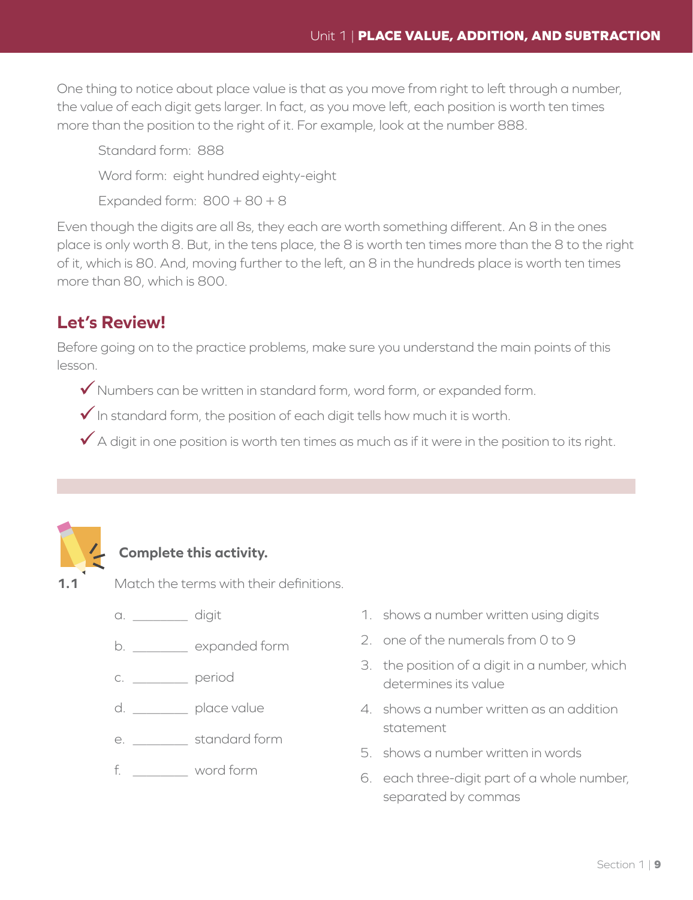One thing to notice about place value is that as you move from right to left through a number, the value of each digit gets larger. In fact, as you move left, each position is worth ten times more than the position to the right of it. For example, look at the number 888.

Standard form: 888

Word form: eight hundred eighty-eight

Expanded form: 800 + 80 + 8

Even though the digits are all 8s, they each are worth something different. An 8 in the ones place is only worth 8. But, in the tens place, the 8 is worth ten times more than the 8 to the right of it, which is 80. And, moving further to the left, an 8 in the hundreds place is worth ten times more than 80, which is 800.

## Let's Review!

Before going on to the practice problems, make sure you understand the main points of this lesson.

- ✓ Numbers can be written in standard form, word form, or expanded form.
- ✓ In standard form, the position of each digit tells how much it is worth.
- ✓ A digit in one position is worth ten times as much as if it were in the position to its right.

**Complete this activity.**

**1.1** Match the terms with their definitions.

a. ________ digit

b. ________ expanded form

c. ________ period

d. ________ place value

e. ________ standard form

f. ________ word form

1. shows a number written using digits
2. one of the numerals from 0 to 9
3. the position of a digit in a number, which determines its value
4. shows a number written as an addition statement
5. shows a number written in words
6. each three-digit part of a whole number, separated by commas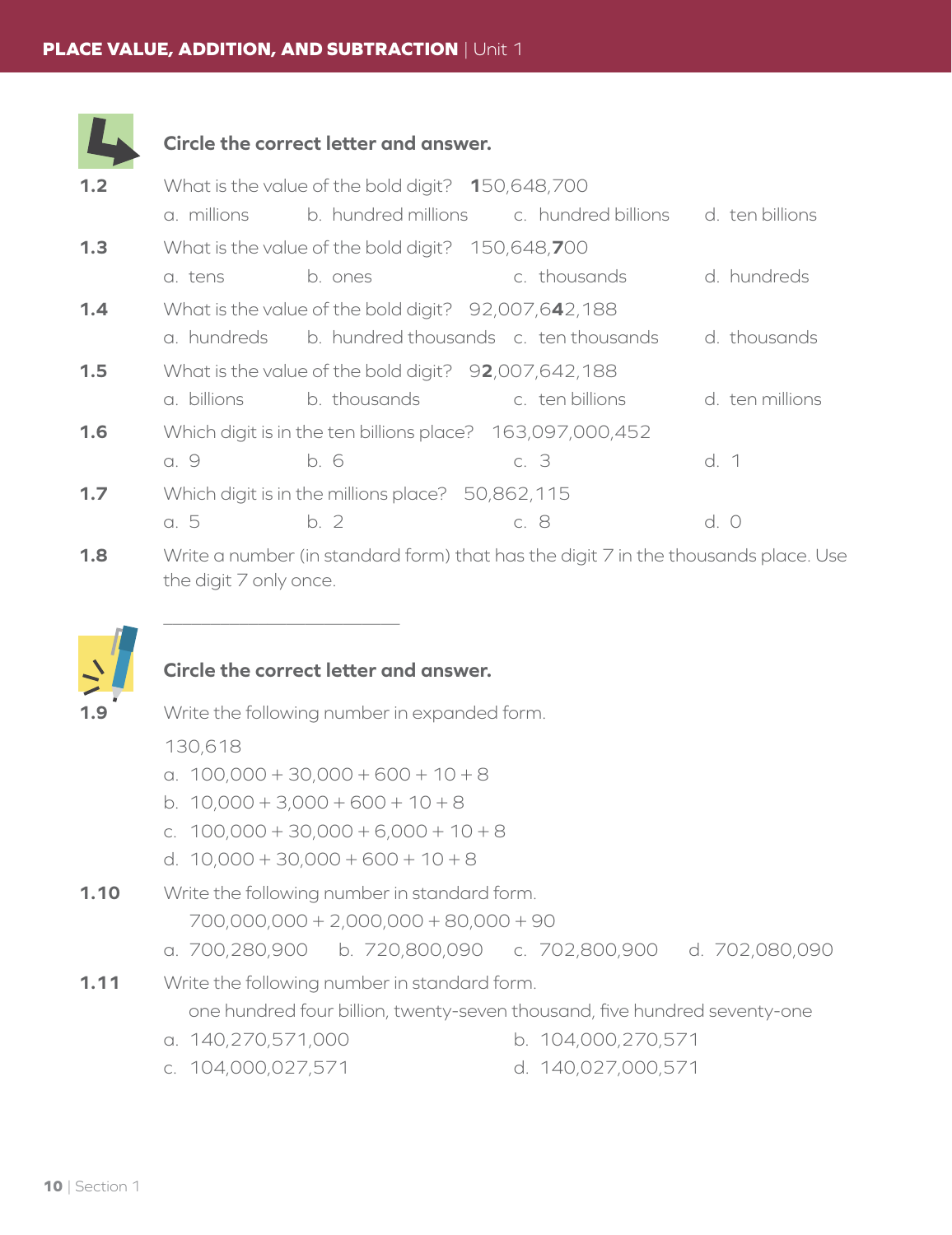**Circle the correct letter and answer.**

**1.2** What is the value of the bold digit? **1**50,648,700

a. millions b. hundred millions c. hundred billions d. ten billions

**1.3** What is the value of the bold digit? 150,648,**7**00

a. tens b. ones c. thousands d. hundreds

**1.4** What is the value of the bold digit? 92,007,6**4**2,188

a. hundreds b. hundred thousands c. ten thousands d. thousands

**1.5** What is the value of the bold digit? 9**2**,007,642,188

a. billions b. thousands c. ten billions d. ten millions

**1.6** Which digit is in the ten billions place? 163,097,000,452

a. 9 b. 6 c. 3 d. 1

**1.7** Which digit is in the millions place? 50,862,115

a. 5 b. 2 c. 8 d. 0

**1.8** Write a number (in standard form) that has the digit 7 in the thousands place. Use the digit 7 only once.

______________________

**Circle the correct letter and answer.**

**1.9** Write the following number in expanded form.

130,618

a. 100,000 + 30,000 + 600 + 10 + 8
b. 10,000 + 3,000 + 600 + 10 + 8
c. 100,000 + 30,000 + 6,000 + 10 + 8
d. 10,000 + 30,000 + 600 + 10 + 8

**1.10** Write the following number in standard form.

700,000,000 + 2,000,000 + 80,000 + 90

a. 700,280,900 b. 720,800,090 c. 702,800,900 d. 702,080,090

**1.11** Write the following number in standard form.

one hundred four billion, twenty-seven thousand, five hundred seventy-one

a. 140,270,571,000
b. 104,000,270,571
c. 104,000,027,571
d. 140,027,000,571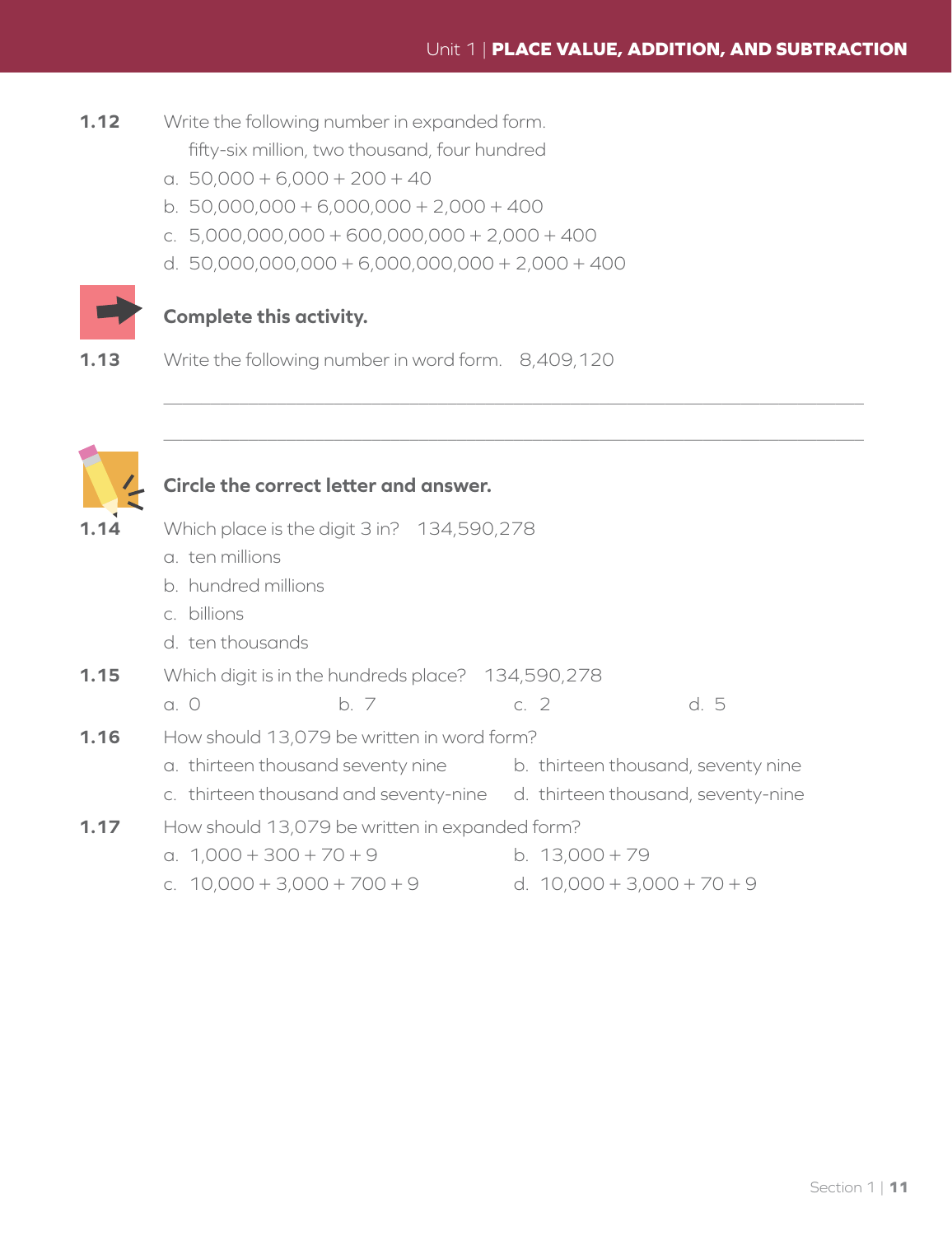**1.12** Write the following number in expanded form.

fifty-six million, two thousand, four hundred

a. 50,000 + 6,000 + 200 + 40

b. 50,000,000 + 6,000,000 + 2,000 + 400

c. 5,000,000,000 + 600,000,000 + 2,000 + 400

d. 50,000,000,000 + 6,000,000,000 + 2,000 + 400

**Complete this activity.**

**1.13** Write the following number in word form. 8,409,120

______________________________________________________________________

______________________________________________________________________

**Circle the correct letter and answer.**

**1.14** Which place is the digit 3 in? 134,590,278

a. ten millions

b. hundred millions

c. billions

d. ten thousands

**1.15** Which digit is in the hundreds place? 134,590,278

a. 0    b. 7    c. 2    d. 5

**1.16** How should 13,079 be written in word form?

a. thirteen thousand seventy nine

b. thirteen thousand, seventy nine

c. thirteen thousand and seventy-nine

d. thirteen thousand, seventy-nine

**1.17** How should 13,079 be written in expanded form?

a. 1,000 + 300 + 70 + 9

b. 13,000 + 79

c. 10,000 + 3,000 + 700 + 9

d. 10,000 + 3,000 + 70 + 9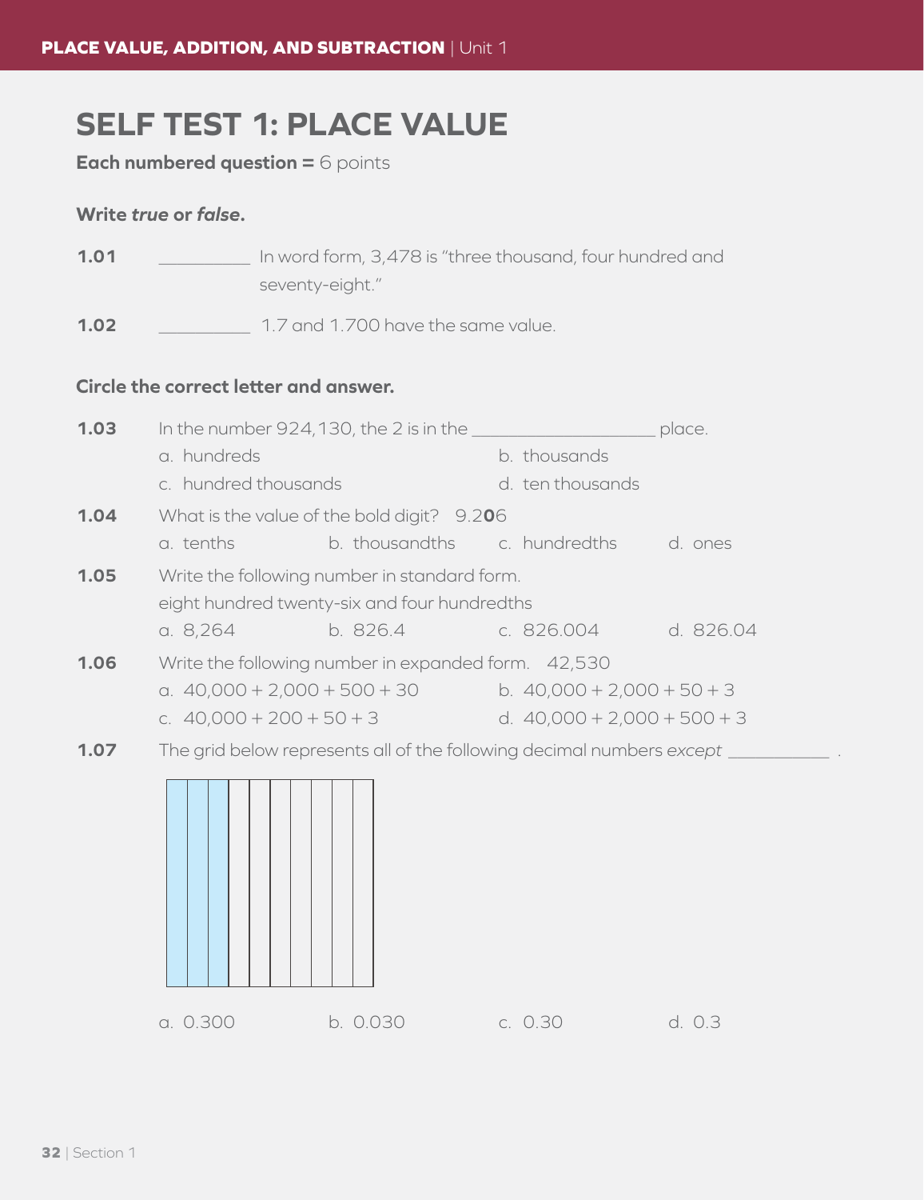# SELF TEST 1: PLACE VALUE

**Each numbered question =** 6 points

**Write *true* or *false*.**

**1.01** __________ In word form, 3,478 is "three thousand, four hundred and seventy-eight."

**1.02** __________ 1.7 and 1.700 have the same value.

**Circle the correct letter and answer.**

**1.03** In the number 924,130, the 2 is in the ____________________ place.

a. hundreds
b. thousands
c. hundred thousands
d. ten thousands

**1.04** What is the value of the bold digit? 9.2**0**6

a. tenths
b. thousandths
c. hundredths
d. ones

**1.05** Write the following number in standard form.
eight hundred twenty-six and four hundredths

a. 8,264
b. 826.4
c. 826.004
d. 826.04

**1.06** Write the following number in expanded form. 42,530

a. 40,000 + 2,000 + 500 + 30
b. 40,000 + 2,000 + 50 + 3
c. 40,000 + 200 + 50 + 3
d. 40,000 + 2,000 + 500 + 3

**1.07** The grid below represents all of the following decimal numbers *except* ___________ .

a. 0.300
b. 0.030
c. 0.30
d. 0.3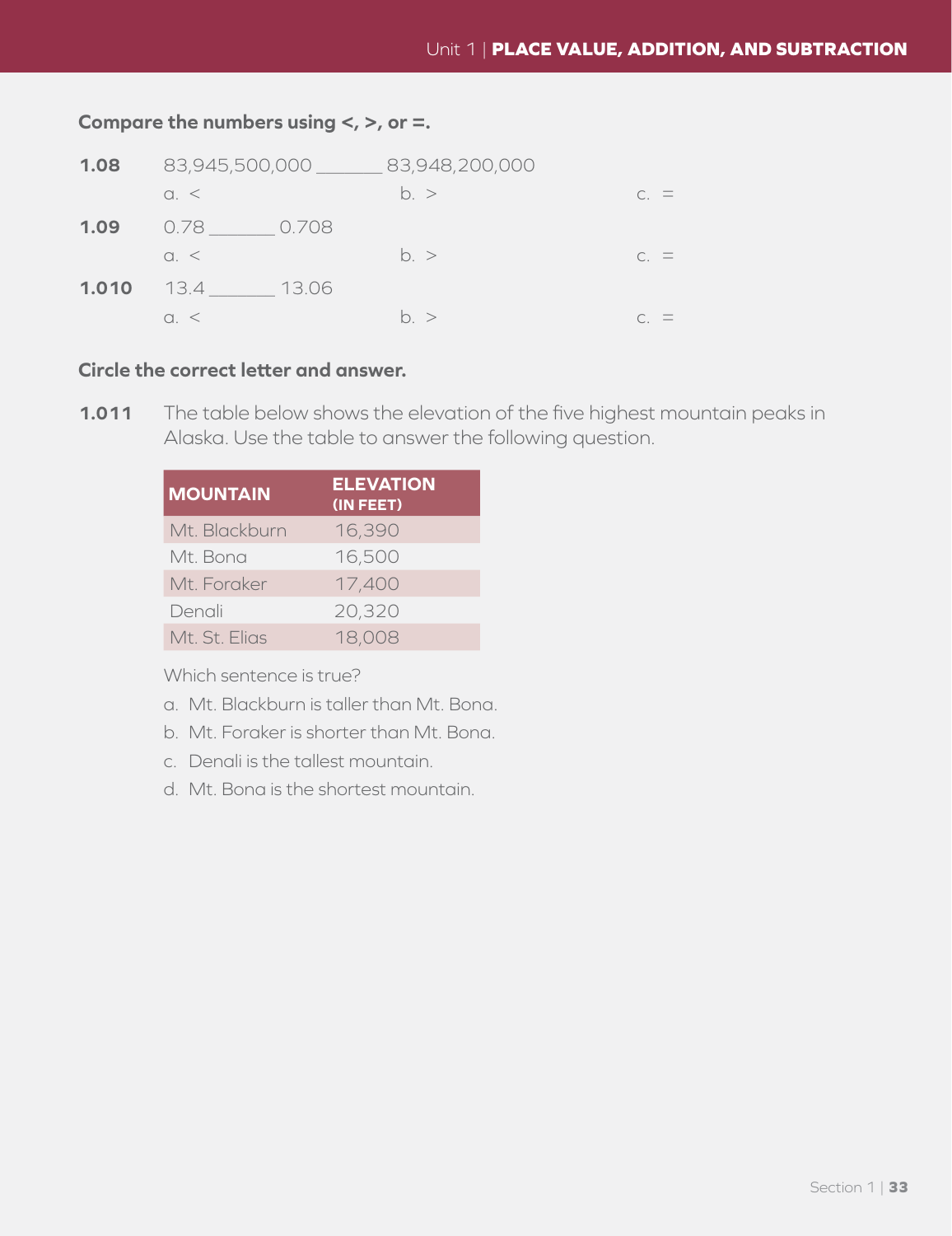**Compare the numbers using <, >, or =.**

**1.08** 83,945,500,000 _______ 83,948,200,000

a. < b. > c. =

**1.09** 0.78 _______ 0.708

a. < b. > c. =

**1.010** 13.4 _______ 13.06

a. < b. > c. =

**Circle the correct letter and answer.**

**1.011** The table below shows the elevation of the five highest mountain peaks in Alaska. Use the table to answer the following question.

| MOUNTAIN | ELEVATION (IN FEET) |
|---|---|
| Mt. Blackburn | 16,390 |
| Mt. Bona | 16,500 |
| Mt. Foraker | 17,400 |
| Denali | 20,320 |
| Mt. St. Elias | 18,008 |

Which sentence is true?

a. Mt. Blackburn is taller than Mt. Bona.

b. Mt. Foraker is shorter than Mt. Bona.

c. Denali is the tallest mountain.

d. Mt. Bona is the shortest mountain.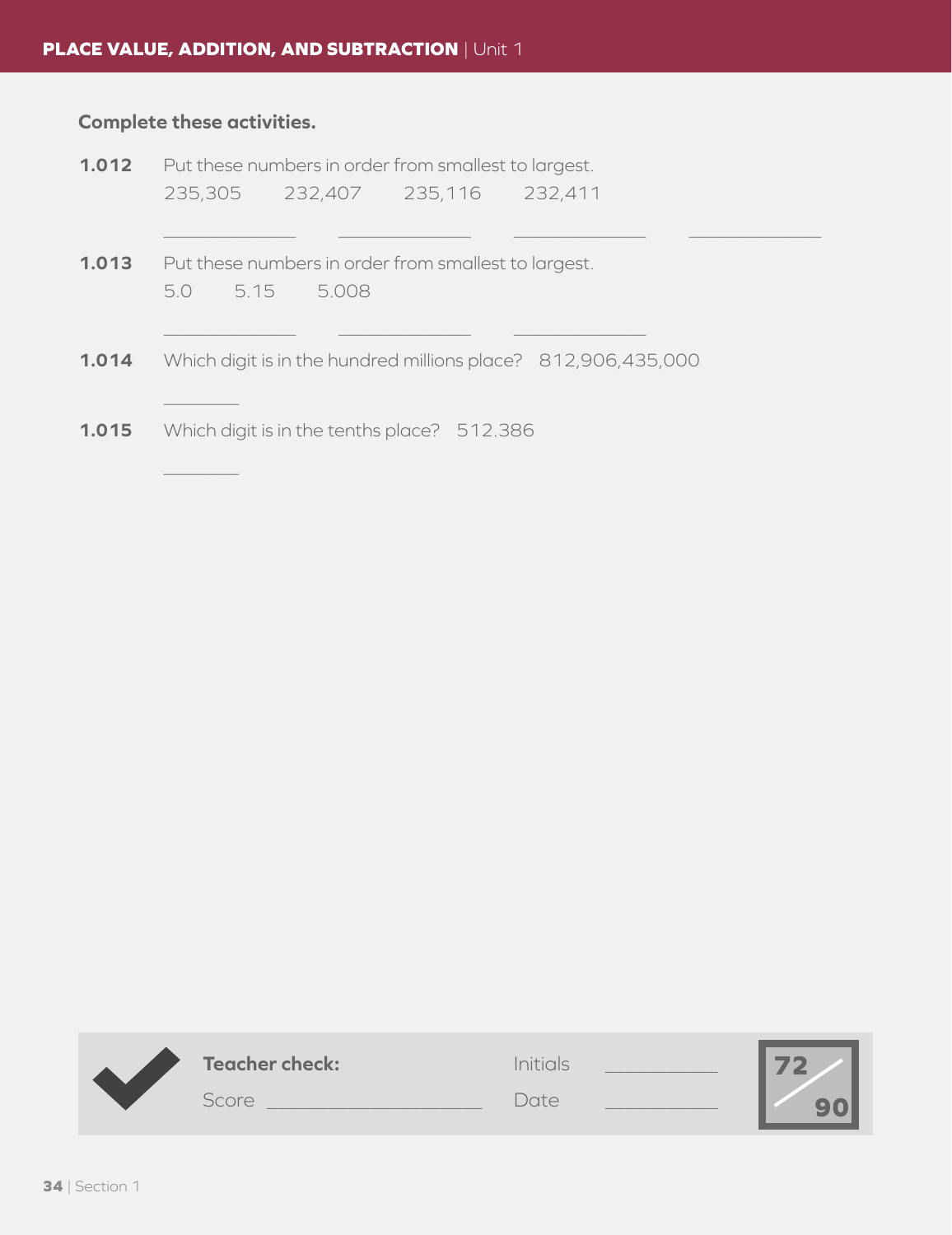**Complete these activities.**

**1.012** Put these numbers in order from smallest to largest.

235,305 232,407 235,116 232,411

\_\_\_\_\_\_\_\_\_\_ \_\_\_\_\_\_\_\_\_\_ \_\_\_\_\_\_\_\_\_\_ \_\_\_\_\_\_\_\_\_\_

**1.013** Put these numbers in order from smallest to largest.

5.0 5.15 5.008

\_\_\_\_\_\_\_\_\_\_ \_\_\_\_\_\_\_\_\_\_ \_\_\_\_\_\_\_\_\_\_

**1.014** Which digit is in the hundred millions place? 812,906,435,000

\_\_\_\_\_\_

**1.015** Which digit is in the tenths place? 512.386

\_\_\_\_\_\_

**Teacher check:** Initials \_\_\_\_\_\_\_\_

Score \_\_\_\_\_\_\_\_\_\_\_\_\_\_ Date \_\_\_\_\_\_\_\_

72/90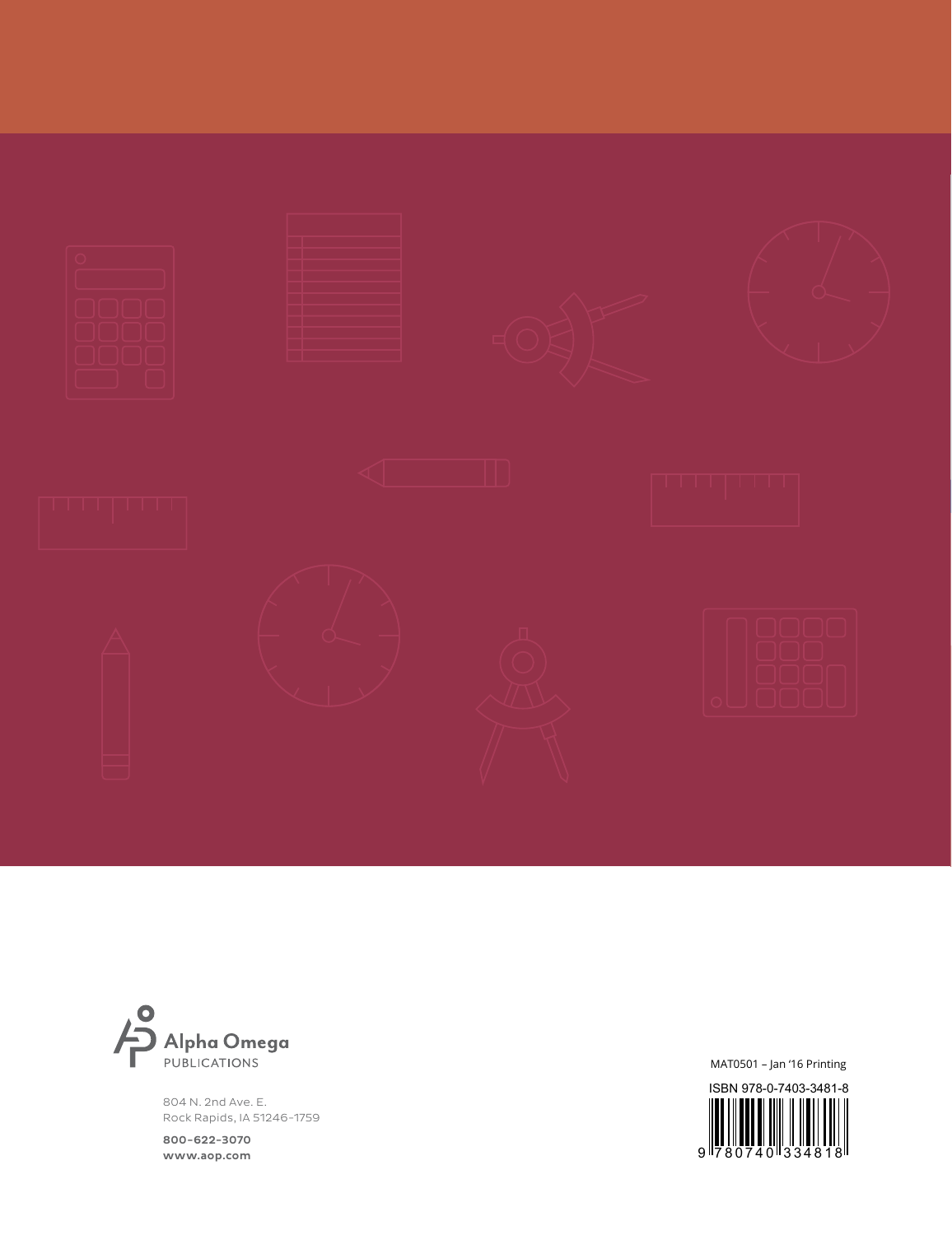Alpha Omega
PUBLICATIONS

804 N. 2nd Ave. E.
Rock Rapids, IA 51246-1759

**800-622-3070**
**www.aop.com**

MAT0501 – Jan '16 Printing

ISBN 978-0-7403-3481-8

9 780740 334818